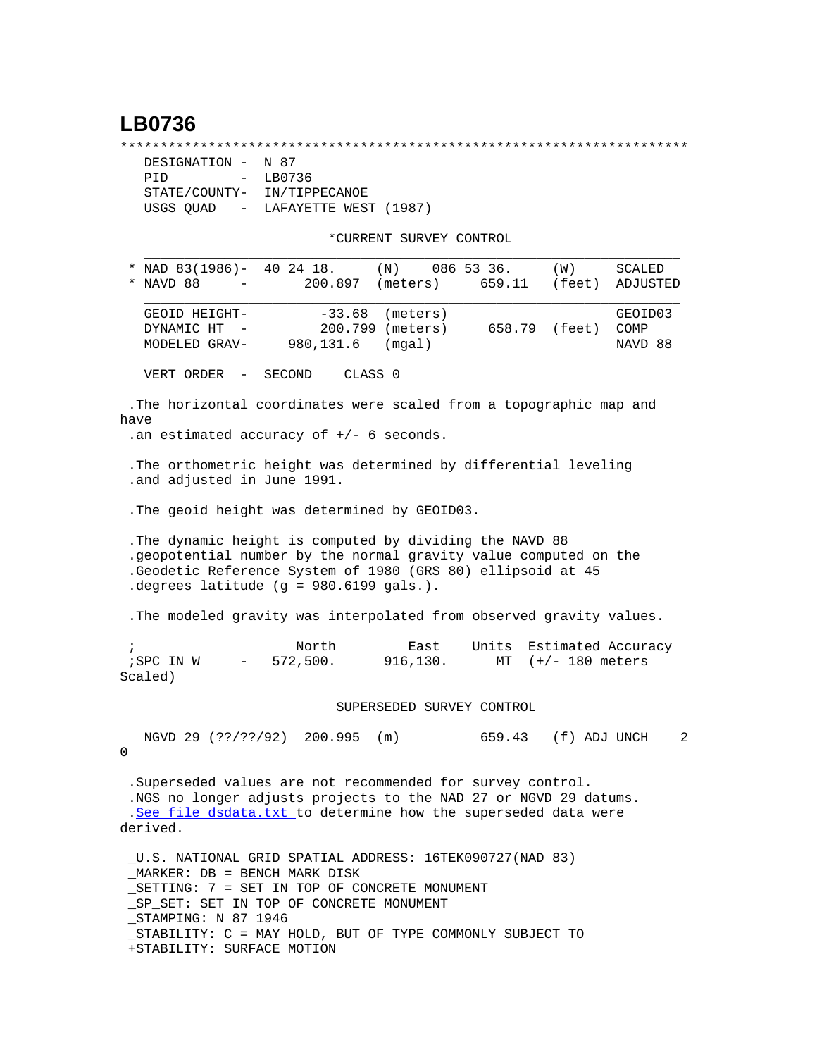# LB0736

```
***********************************************************************
  DESIGNATION -  N 87
  PID         -  LB0736
  STATE/COUNTY-  IN/TIPPECANOE
  USGS QUAD   -  LAFAYETTE WEST (1987)

                         *CURRENT SURVEY CONTROL
  ___________________________________________________________________
* NAD 83(1986)-  40 24 18.     (N)    086 53 36.     (W)     SCALED
* NAVD 88     -       200.897  (meters)     659.11   (feet)  ADJUSTED
  ___________________________________________________________________
  GEOID HEIGHT-       -33.68  (meters)                       GEOID03
  DYNAMIC HT  -       200.799 (meters)      658.79   (feet)  COMP
  MODELED GRAV-    980,131.6   (mgal)                        NAVD 88

  VERT ORDER  -  SECOND     CLASS 0

.The horizontal coordinates were scaled from a topographic map and 
have
.an estimated accuracy of +/- 6 seconds.

.The orthometric height was determined by differential leveling
.and adjusted in June 1991.

.The geoid height was determined by GEOID03.

.The dynamic height is computed by dividing the NAVD 88
.geopotential number by the normal gravity value computed on the
.Geodetic Reference System of 1980 (GRS 80) ellipsoid at 45
.degrees latitude (g = 980.6199 gals.).

.The modeled gravity was interpolated from observed gravity values.

;                   North         East     Units  Estimated Accuracy
;SPC IN W     -   572,500.      916,130.     MT  (+/- 180 meters 
Scaled)

                          SUPERSEDED SURVEY CONTROL

  NGVD 29 (??/??/92)  200.995  (m)          659.43   (f) ADJ UNCH    2 
0

.Superseded values are not recommended for survey control.
.NGS no longer adjusts projects to the NAD 27 or NGVD 29 datums.
.See file dsdata.txt to determine how the superseded data were 
derived.

_U.S. NATIONAL GRID SPATIAL ADDRESS: 16TEK090727(NAD 83)
_MARKER: DB = BENCH MARK DISK
_SETTING: 7 = SET IN TOP OF CONCRETE MONUMENT
_SP_SET: SET IN TOP OF CONCRETE MONUMENT
_STAMPING: N 87 1946
_STABILITY: C = MAY HOLD, BUT OF TYPE COMMONLY SUBJECT TO
+STABILITY: SURFACE MOTION
```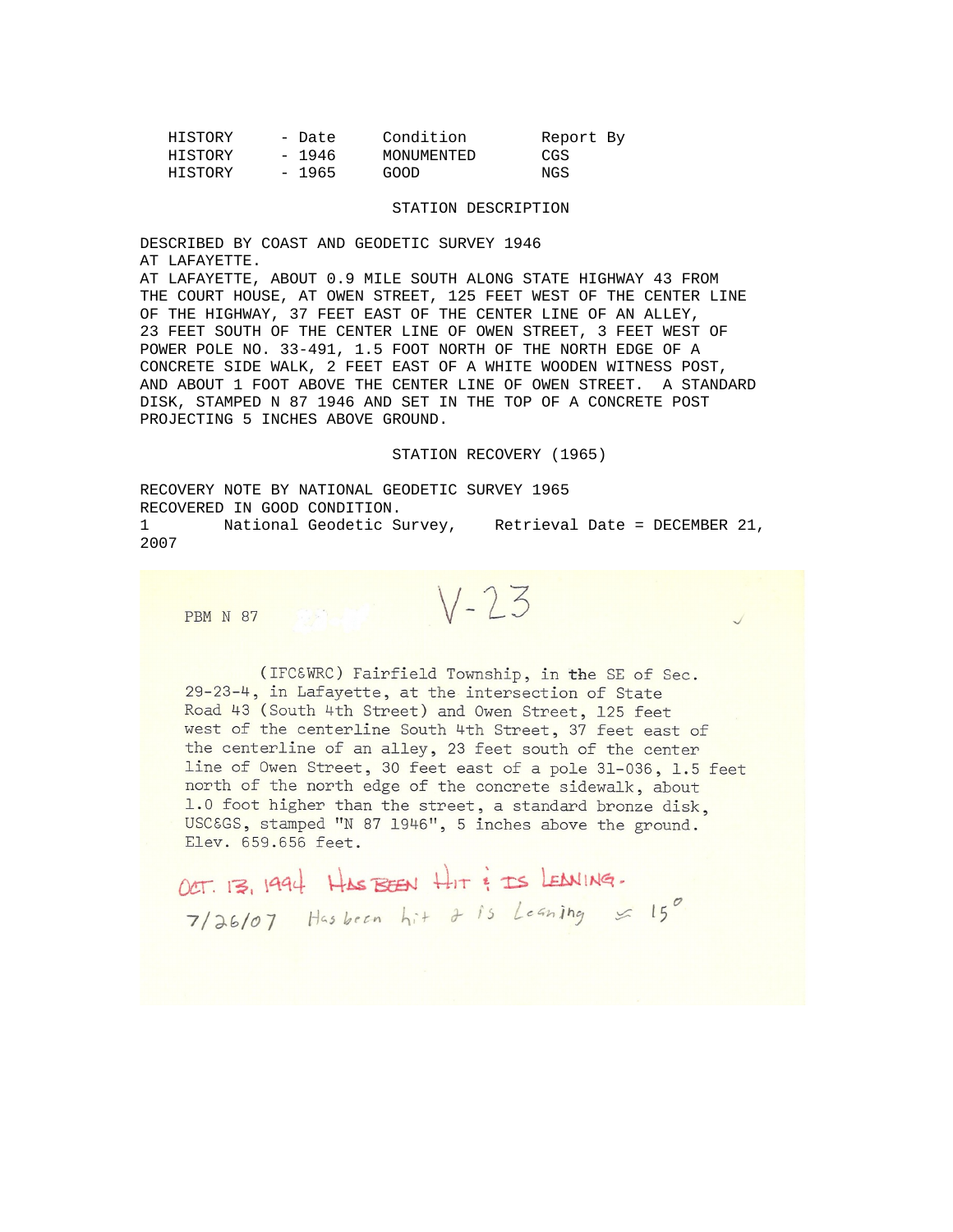| | | | |
|---|---|---|---|
| HISTORY | - Date | Condition | Report By |
| HISTORY | - 1946 | MONUMENTED | CGS |
| HISTORY | - 1965 | GOOD | NGS |

## STATION DESCRIPTION

DESCRIBED BY COAST AND GEODETIC SURVEY 1946
AT LAFAYETTE.
AT LAFAYETTE, ABOUT 0.9 MILE SOUTH ALONG STATE HIGHWAY 43 FROM THE COURT HOUSE, AT OWEN STREET, 125 FEET WEST OF THE CENTER LINE OF THE HIGHWAY, 37 FEET EAST OF THE CENTER LINE OF AN ALLEY, 23 FEET SOUTH OF THE CENTER LINE OF OWEN STREET, 3 FEET WEST OF POWER POLE NO. 33-491, 1.5 FOOT NORTH OF THE NORTH EDGE OF A CONCRETE SIDE WALK, 2 FEET EAST OF A WHITE WOODEN WITNESS POST, AND ABOUT 1 FOOT ABOVE THE CENTER LINE OF OWEN STREET. A STANDARD DISK, STAMPED N 87 1946 AND SET IN THE TOP OF A CONCRETE POST PROJECTING 5 INCHES ABOVE GROUND.

## STATION RECOVERY (1965)

RECOVERY NOTE BY NATIONAL GEODETIC SURVEY 1965
RECOVERED IN GOOD CONDITION.
1 National Geodetic Survey, Retrieval Date = DECEMBER 21, 2007

PBM N 87 V-23

(IFC&WRC) Fairfield Township, in the SE of Sec. 29-23-4, in Lafayette, at the intersection of State Road 43 (South 4th Street) and Owen Street, 125 feet west of the centerline South 4th Street, 37 feet east of the centerline of an alley, 23 feet south of the center line of Owen Street, 30 feet east of a pole 31-036, 1.5 feet north of the north edge of the concrete sidewalk, about 1.0 foot higher than the street, a standard bronze disk, USC&GS, stamped "N 87 1946", 5 inches above the ground. Elev. 659.656 feet.

OCT. 13, 1994 HAS BEEN HIT & IS LEANING.
7/26/07 Has been hit & is Leaning ≈ 15°